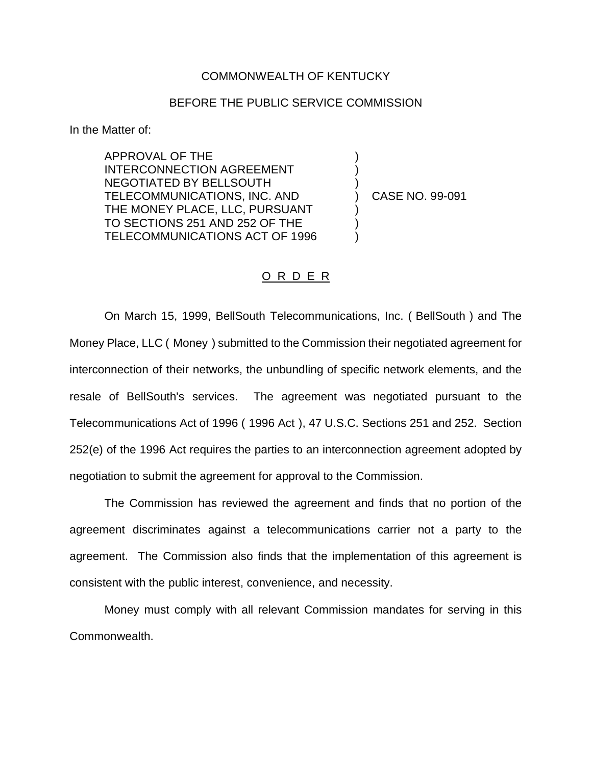COMMONWEALTH OF KENTUCKY

BEFORE THE PUBLIC SERVICE COMMISSION

In the Matter of:

APPROVAL OF THE INTERCONNECTION AGREEMENT NEGOTIATED BY BELLSOUTH TELECOMMUNICATIONS, INC. AND THE MONEY PLACE, LLC, PURSUANT TO SECTIONS 251 AND 252 OF THE TELECOMMUNICATIONS ACT OF 1996 ) CASE NO. 99-091

O R D E R

On March 15, 1999, BellSouth Telecommunications, Inc. ( BellSouth ) and The Money Place, LLC ( Money ) submitted to the Commission their negotiated agreement for interconnection of their networks, the unbundling of specific network elements, and the resale of BellSouth's services. The agreement was negotiated pursuant to the Telecommunications Act of 1996 ( 1996 Act ), 47 U.S.C. Sections 251 and 252. Section 252(e) of the 1996 Act requires the parties to an interconnection agreement adopted by negotiation to submit the agreement for approval to the Commission.

The Commission has reviewed the agreement and finds that no portion of the agreement discriminates against a telecommunications carrier not a party to the agreement. The Commission also finds that the implementation of this agreement is consistent with the public interest, convenience, and necessity.

Money must comply with all relevant Commission mandates for serving in this Commonwealth.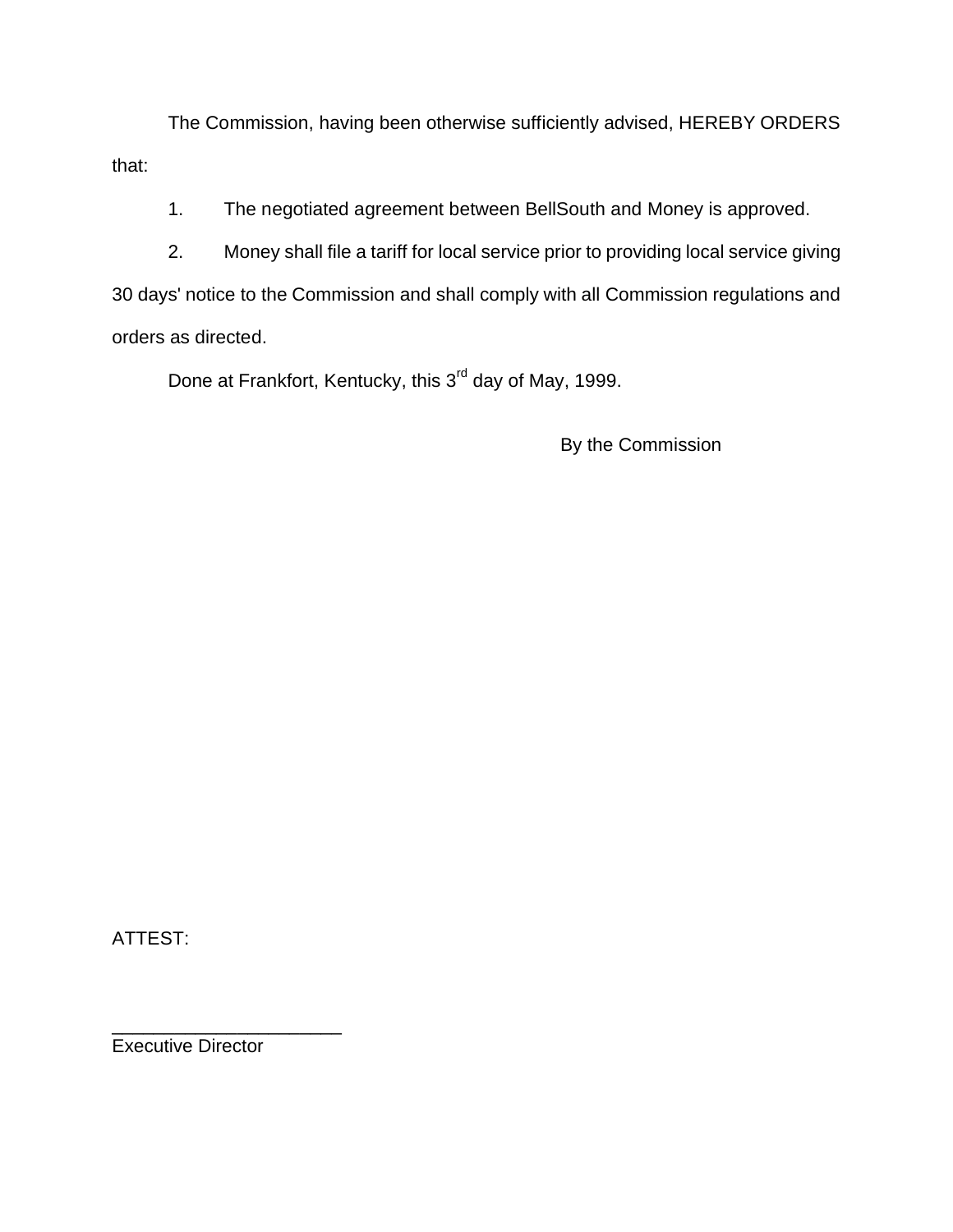The Commission, having been otherwise sufficiently advised, HEREBY ORDERS that:

1. The negotiated agreement between BellSouth and Money is approved.

2. Money shall file a tariff for local service prior to providing local service giving 30 days' notice to the Commission and shall comply with all Commission regulations and orders as directed.

Done at Frankfort, Kentucky, this 3rd day of May, 1999.

By the Commission

ATTEST:

______________________

Executive Director